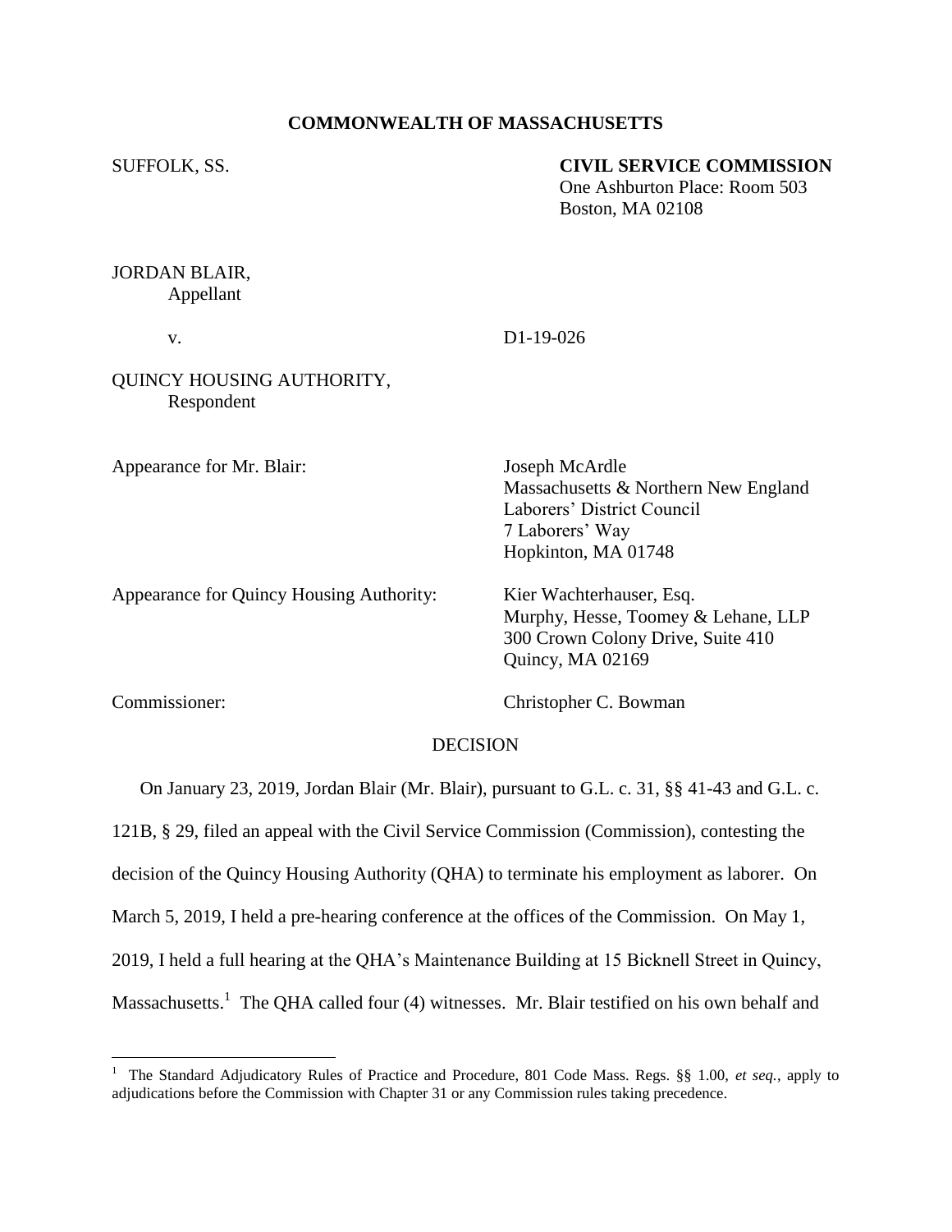**COMMONWEALTH OF MASSACHUSETTS**

SUFFOLK, SS.

**CIVIL SERVICE COMMISSION**
One Ashburton Place: Room 503
Boston, MA 02108

JORDAN BLAIR,
Appellant

v.

D1-19-026

QUINCY HOUSING AUTHORITY,
Respondent

Appearance for Mr. Blair:

Joseph McArdle
Massachusetts & Northern New England Laborers' District Council
7 Laborers' Way
Hopkinton, MA 01748

Appearance for Quincy Housing Authority:

Kier Wachterhauser, Esq.
Murphy, Hesse, Toomey & Lehane, LLP
300 Crown Colony Drive, Suite 410
Quincy, MA 02169

Commissioner:

Christopher C. Bowman

DECISION

On January 23, 2019, Jordan Blair (Mr. Blair), pursuant to G.L. c. 31, §§ 41-43 and G.L. c. 121B, § 29, filed an appeal with the Civil Service Commission (Commission), contesting the decision of the Quincy Housing Authority (QHA) to terminate his employment as laborer. On March 5, 2019, I held a pre-hearing conference at the offices of the Commission. On May 1, 2019, I held a full hearing at the QHA's Maintenance Building at 15 Bicknell Street in Quincy, Massachusetts.[1] The QHA called four (4) witnesses. Mr. Blair testified on his own behalf and

[1] The Standard Adjudicatory Rules of Practice and Procedure, 801 Code Mass. Regs. §§ 1.00, *et seq.*, apply to adjudications before the Commission with Chapter 31 or any Commission rules taking precedence.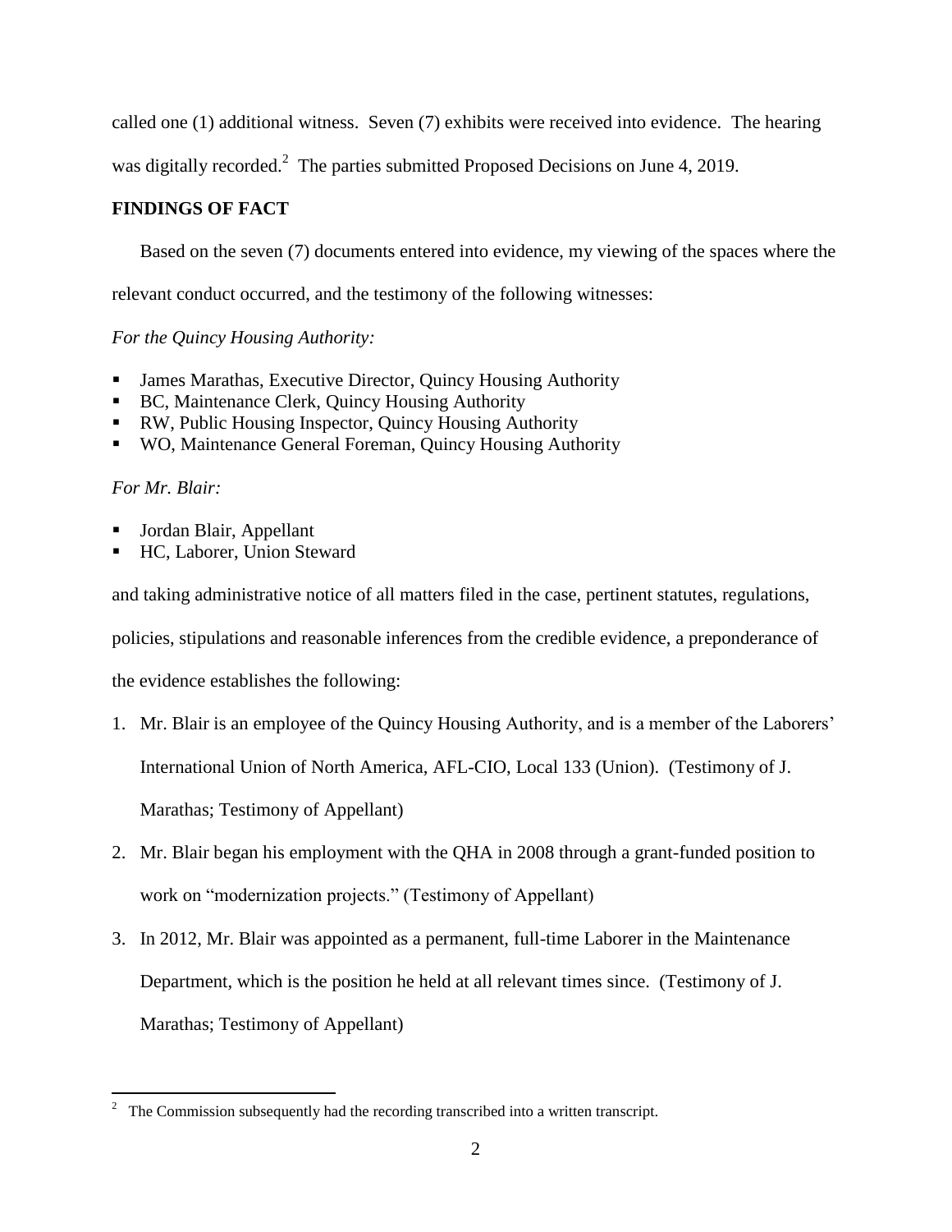called one (1) additional witness. Seven (7) exhibits were received into evidence. The hearing was digitally recorded.[2] The parties submitted Proposed Decisions on June 4, 2019.

## FINDINGS OF FACT

Based on the seven (7) documents entered into evidence, my viewing of the spaces where the relevant conduct occurred, and the testimony of the following witnesses:

*For the Quincy Housing Authority:*

- James Marathas, Executive Director, Quincy Housing Authority
- BC, Maintenance Clerk, Quincy Housing Authority
- RW, Public Housing Inspector, Quincy Housing Authority
- WO, Maintenance General Foreman, Quincy Housing Authority

*For Mr. Blair:*

- Jordan Blair, Appellant
- HC, Laborer, Union Steward

and taking administrative notice of all matters filed in the case, pertinent statutes, regulations, policies, stipulations and reasonable inferences from the credible evidence, a preponderance of the evidence establishes the following:

1. Mr. Blair is an employee of the Quincy Housing Authority, and is a member of the Laborers' International Union of North America, AFL-CIO, Local 133 (Union). (Testimony of J. Marathas; Testimony of Appellant)
2. Mr. Blair began his employment with the QHA in 2008 through a grant-funded position to work on "modernization projects." (Testimony of Appellant)
3. In 2012, Mr. Blair was appointed as a permanent, full-time Laborer in the Maintenance Department, which is the position he held at all relevant times since. (Testimony of J. Marathas; Testimony of Appellant)

[2] The Commission subsequently had the recording transcribed into a written transcript.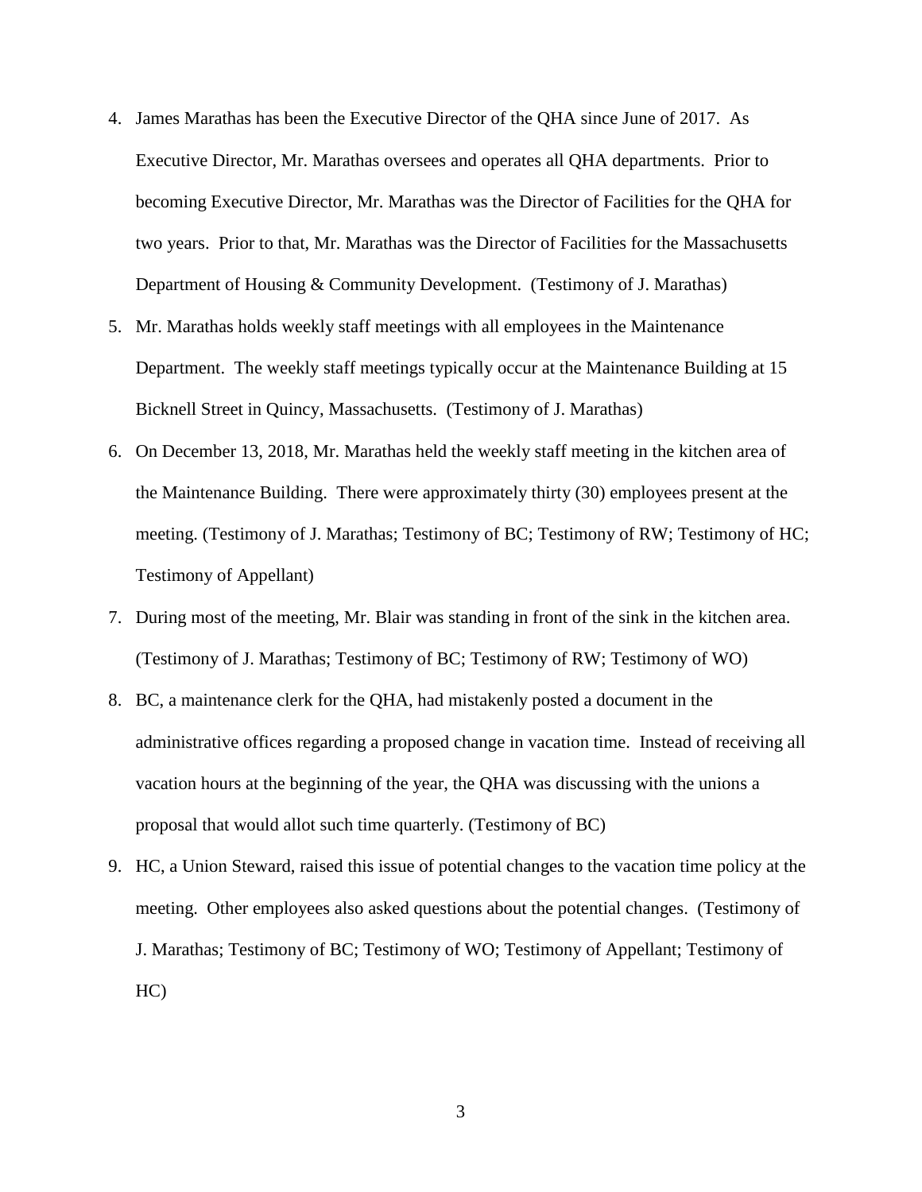4. James Marathas has been the Executive Director of the QHA since June of 2017. As Executive Director, Mr. Marathas oversees and operates all QHA departments. Prior to becoming Executive Director, Mr. Marathas was the Director of Facilities for the QHA for two years. Prior to that, Mr. Marathas was the Director of Facilities for the Massachusetts Department of Housing & Community Development. (Testimony of J. Marathas)

5. Mr. Marathas holds weekly staff meetings with all employees in the Maintenance Department. The weekly staff meetings typically occur at the Maintenance Building at 15 Bicknell Street in Quincy, Massachusetts. (Testimony of J. Marathas)

6. On December 13, 2018, Mr. Marathas held the weekly staff meeting in the kitchen area of the Maintenance Building. There were approximately thirty (30) employees present at the meeting. (Testimony of J. Marathas; Testimony of BC; Testimony of RW; Testimony of HC; Testimony of Appellant)

7. During most of the meeting, Mr. Blair was standing in front of the sink in the kitchen area. (Testimony of J. Marathas; Testimony of BC; Testimony of RW; Testimony of WO)

8. BC, a maintenance clerk for the QHA, had mistakenly posted a document in the administrative offices regarding a proposed change in vacation time. Instead of receiving all vacation hours at the beginning of the year, the QHA was discussing with the unions a proposal that would allot such time quarterly. (Testimony of BC)

9. HC, a Union Steward, raised this issue of potential changes to the vacation time policy at the meeting. Other employees also asked questions about the potential changes. (Testimony of J. Marathas; Testimony of BC; Testimony of WO; Testimony of Appellant; Testimony of HC)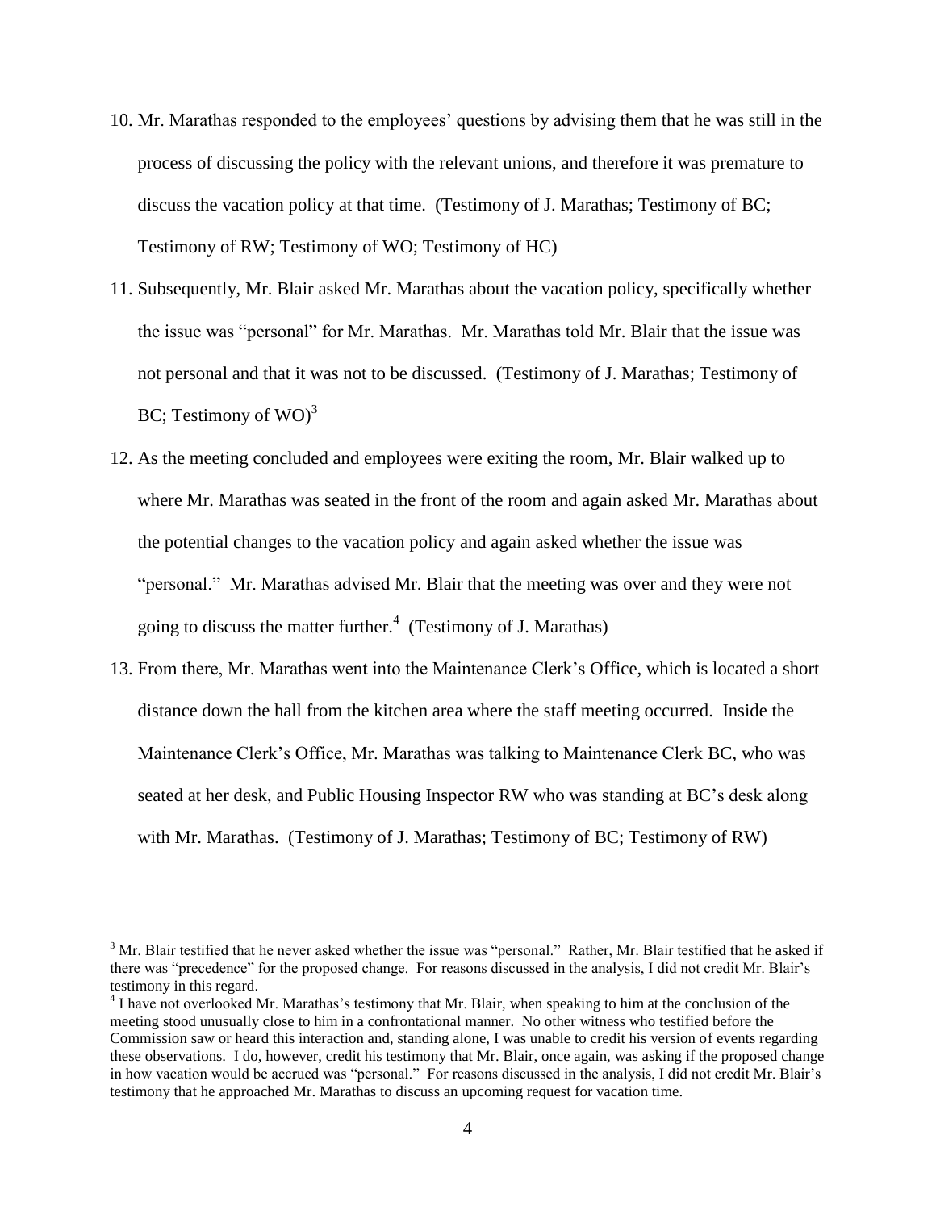10. Mr. Marathas responded to the employees' questions by advising them that he was still in the process of discussing the policy with the relevant unions, and therefore it was premature to discuss the vacation policy at that time. (Testimony of J. Marathas; Testimony of BC; Testimony of RW; Testimony of WO; Testimony of HC)

11. Subsequently, Mr. Blair asked Mr. Marathas about the vacation policy, specifically whether the issue was "personal" for Mr. Marathas. Mr. Marathas told Mr. Blair that the issue was not personal and that it was not to be discussed. (Testimony of J. Marathas; Testimony of BC; Testimony of WO)[3]

12. As the meeting concluded and employees were exiting the room, Mr. Blair walked up to where Mr. Marathas was seated in the front of the room and again asked Mr. Marathas about the potential changes to the vacation policy and again asked whether the issue was "personal." Mr. Marathas advised Mr. Blair that the meeting was over and they were not going to discuss the matter further.[4] (Testimony of J. Marathas)

13. From there, Mr. Marathas went into the Maintenance Clerk's Office, which is located a short distance down the hall from the kitchen area where the staff meeting occurred. Inside the Maintenance Clerk's Office, Mr. Marathas was talking to Maintenance Clerk BC, who was seated at her desk, and Public Housing Inspector RW who was standing at BC's desk along with Mr. Marathas. (Testimony of J. Marathas; Testimony of BC; Testimony of RW)

---

[3] Mr. Blair testified that he never asked whether the issue was "personal." Rather, Mr. Blair testified that he asked if there was "precedence" for the proposed change. For reasons discussed in the analysis, I did not credit Mr. Blair's testimony in this regard.

[4] I have not overlooked Mr. Marathas's testimony that Mr. Blair, when speaking to him at the conclusion of the meeting stood unusually close to him in a confrontational manner. No other witness who testified before the Commission saw or heard this interaction and, standing alone, I was unable to credit his version of events regarding these observations. I do, however, credit his testimony that Mr. Blair, once again, was asking if the proposed change in how vacation would be accrued was "personal." For reasons discussed in the analysis, I did not credit Mr. Blair's testimony that he approached Mr. Marathas to discuss an upcoming request for vacation time.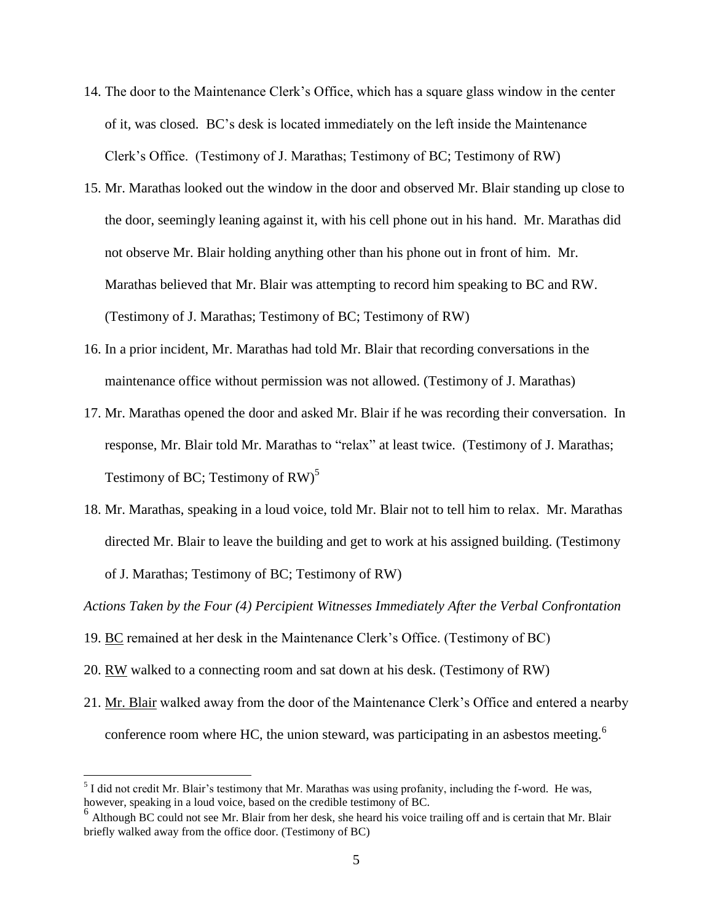14. The door to the Maintenance Clerk's Office, which has a square glass window in the center of it, was closed. BC's desk is located immediately on the left inside the Maintenance Clerk's Office. (Testimony of J. Marathas; Testimony of BC; Testimony of RW)

15. Mr. Marathas looked out the window in the door and observed Mr. Blair standing up close to the door, seemingly leaning against it, with his cell phone out in his hand. Mr. Marathas did not observe Mr. Blair holding anything other than his phone out in front of him. Mr. Marathas believed that Mr. Blair was attempting to record him speaking to BC and RW. (Testimony of J. Marathas; Testimony of BC; Testimony of RW)

16. In a prior incident, Mr. Marathas had told Mr. Blair that recording conversations in the maintenance office without permission was not allowed. (Testimony of J. Marathas)

17. Mr. Marathas opened the door and asked Mr. Blair if he was recording their conversation. In response, Mr. Blair told Mr. Marathas to "relax" at least twice. (Testimony of J. Marathas; Testimony of BC; Testimony of RW)[5]

18. Mr. Marathas, speaking in a loud voice, told Mr. Blair not to tell him to relax. Mr. Marathas directed Mr. Blair to leave the building and get to work at his assigned building. (Testimony of J. Marathas; Testimony of BC; Testimony of RW)

*Actions Taken by the Four (4) Percipient Witnesses Immediately After the Verbal Confrontation*

19. <u>BC</u> remained at her desk in the Maintenance Clerk's Office. (Testimony of BC)

20. <u>RW</u> walked to a connecting room and sat down at his desk. (Testimony of RW)

21. <u>Mr. Blair</u> walked away from the door of the Maintenance Clerk's Office and entered a nearby conference room where HC, the union steward, was participating in an asbestos meeting.[6]

---

[5] I did not credit Mr. Blair's testimony that Mr. Marathas was using profanity, including the f-word. He was, however, speaking in a loud voice, based on the credible testimony of BC.

[6] Although BC could not see Mr. Blair from her desk, she heard his voice trailing off and is certain that Mr. Blair briefly walked away from the office door. (Testimony of BC)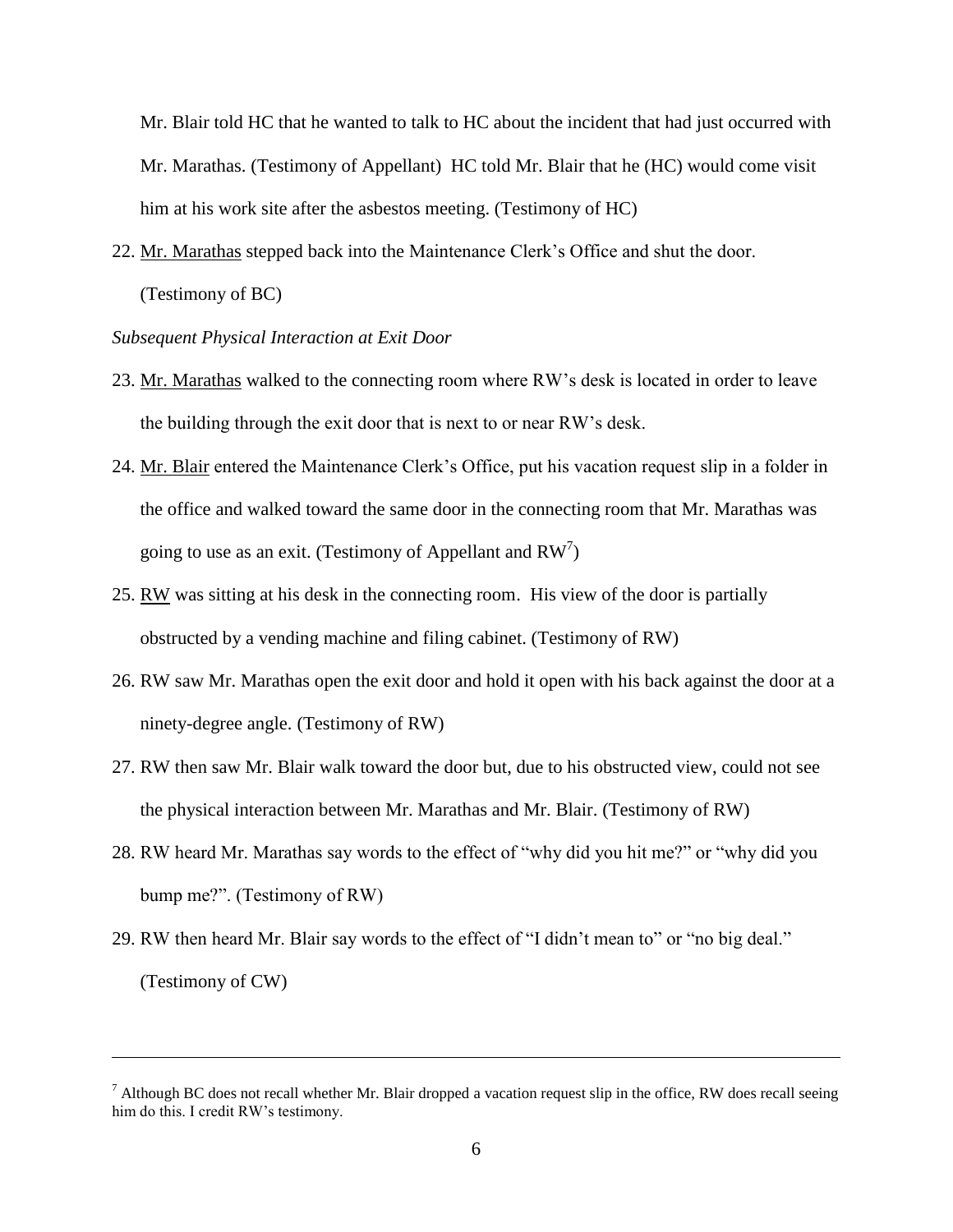Mr. Blair told HC that he wanted to talk to HC about the incident that had just occurred with Mr. Marathas. (Testimony of Appellant) HC told Mr. Blair that he (HC) would come visit him at his work site after the asbestos meeting. (Testimony of HC)

22. <u>Mr. Marathas</u> stepped back into the Maintenance Clerk's Office and shut the door. (Testimony of BC)

*Subsequent Physical Interaction at Exit Door*

23. <u>Mr. Marathas</u> walked to the connecting room where RW's desk is located in order to leave the building through the exit door that is next to or near RW's desk.

24. <u>Mr. Blair</u> entered the Maintenance Clerk's Office, put his vacation request slip in a folder in the office and walked toward the same door in the connecting room that Mr. Marathas was going to use as an exit. (Testimony of Appellant and RW[7])

25. <u>RW</u> was sitting at his desk in the connecting room. His view of the door is partially obstructed by a vending machine and filing cabinet. (Testimony of RW)

26. RW saw Mr. Marathas open the exit door and hold it open with his back against the door at a ninety-degree angle. (Testimony of RW)

27. RW then saw Mr. Blair walk toward the door but, due to his obstructed view, could not see the physical interaction between Mr. Marathas and Mr. Blair. (Testimony of RW)

28. RW heard Mr. Marathas say words to the effect of "why did you hit me?" or "why did you bump me?". (Testimony of RW)

29. RW then heard Mr. Blair say words to the effect of "I didn't mean to" or "no big deal." (Testimony of CW)

---

[7] Although BC does not recall whether Mr. Blair dropped a vacation request slip in the office, RW does recall seeing him do this. I credit RW's testimony.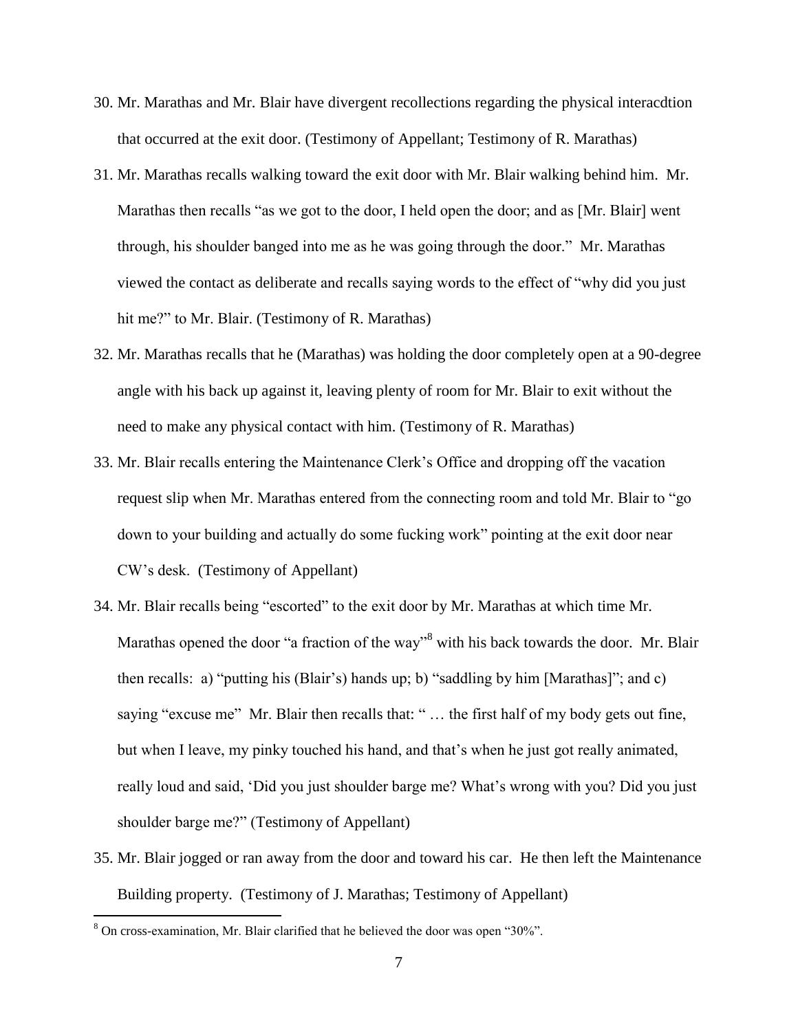30. Mr. Marathas and Mr. Blair have divergent recollections regarding the physical interacdtion that occurred at the exit door. (Testimony of Appellant; Testimony of R. Marathas)

31. Mr. Marathas recalls walking toward the exit door with Mr. Blair walking behind him. Mr. Marathas then recalls "as we got to the door, I held open the door; and as [Mr. Blair] went through, his shoulder banged into me as he was going through the door." Mr. Marathas viewed the contact as deliberate and recalls saying words to the effect of "why did you just hit me?" to Mr. Blair. (Testimony of R. Marathas)

32. Mr. Marathas recalls that he (Marathas) was holding the door completely open at a 90-degree angle with his back up against it, leaving plenty of room for Mr. Blair to exit without the need to make any physical contact with him. (Testimony of R. Marathas)

33. Mr. Blair recalls entering the Maintenance Clerk's Office and dropping off the vacation request slip when Mr. Marathas entered from the connecting room and told Mr. Blair to "go down to your building and actually do some fucking work" pointing at the exit door near CW's desk. (Testimony of Appellant)

34. Mr. Blair recalls being "escorted" to the exit door by Mr. Marathas at which time Mr. Marathas opened the door "a fraction of the way"[8] with his back towards the door. Mr. Blair then recalls: a) "putting his (Blair's) hands up; b) "saddling by him [Marathas]"; and c) saying "excuse me" Mr. Blair then recalls that: " … the first half of my body gets out fine, but when I leave, my pinky touched his hand, and that's when he just got really animated, really loud and said, 'Did you just shoulder barge me? What's wrong with you? Did you just shoulder barge me?" (Testimony of Appellant)

35. Mr. Blair jogged or ran away from the door and toward his car. He then left the Maintenance Building property. (Testimony of J. Marathas; Testimony of Appellant)

---

[8] On cross-examination, Mr. Blair clarified that he believed the door was open "30%".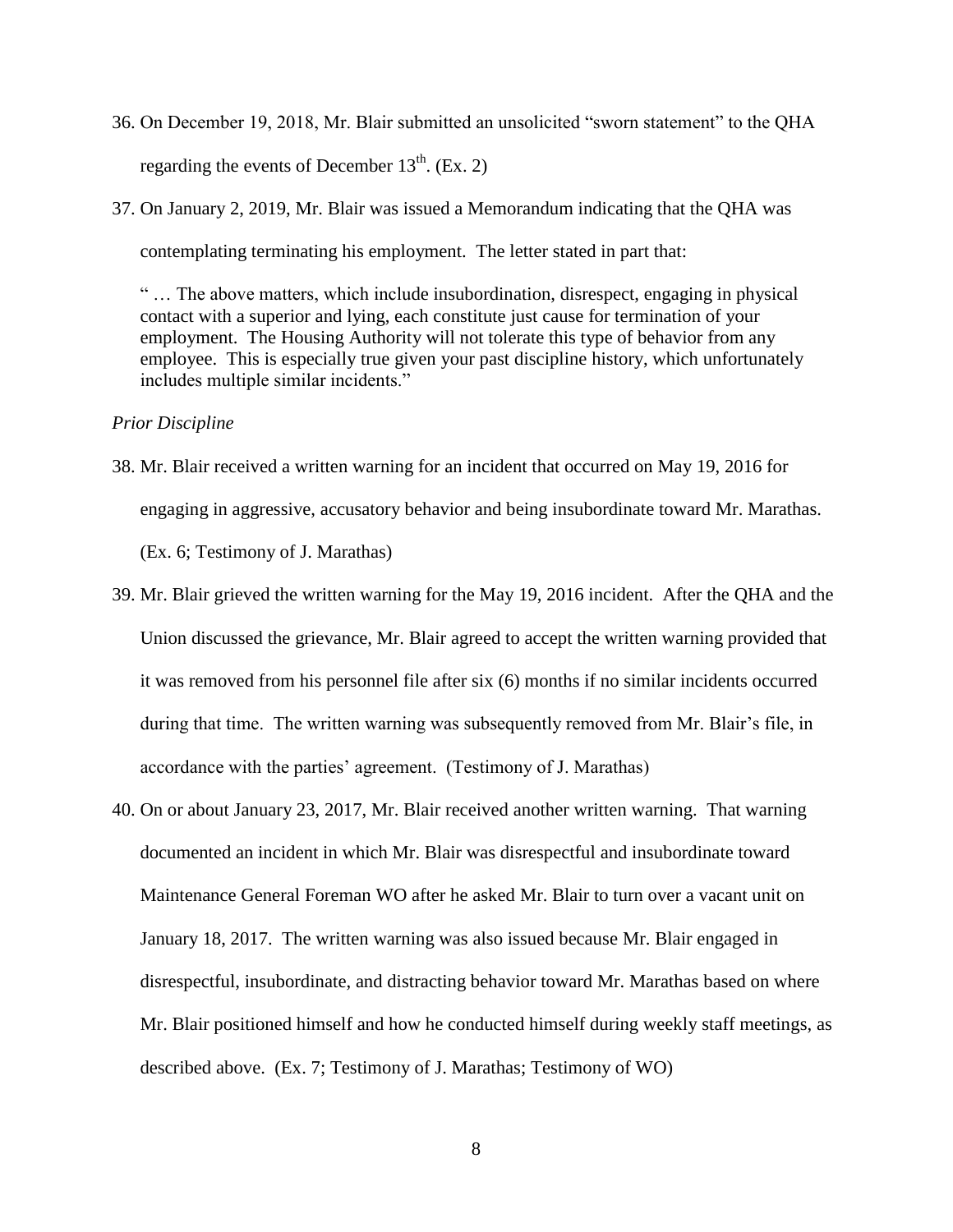36. On December 19, 2018, Mr. Blair submitted an unsolicited "sworn statement" to the QHA regarding the events of December 13th. (Ex. 2)

37. On January 2, 2019, Mr. Blair was issued a Memorandum indicating that the QHA was contemplating terminating his employment. The letter stated in part that:

    " … The above matters, which include insubordination, disrespect, engaging in physical contact with a superior and lying, each constitute just cause for termination of your employment. The Housing Authority will not tolerate this type of behavior from any employee. This is especially true given your past discipline history, which unfortunately includes multiple similar incidents."

*Prior Discipline*

38. Mr. Blair received a written warning for an incident that occurred on May 19, 2016 for engaging in aggressive, accusatory behavior and being insubordinate toward Mr. Marathas. (Ex. 6; Testimony of J. Marathas)

39. Mr. Blair grieved the written warning for the May 19, 2016 incident. After the QHA and the Union discussed the grievance, Mr. Blair agreed to accept the written warning provided that it was removed from his personnel file after six (6) months if no similar incidents occurred during that time. The written warning was subsequently removed from Mr. Blair's file, in accordance with the parties' agreement. (Testimony of J. Marathas)

40. On or about January 23, 2017, Mr. Blair received another written warning. That warning documented an incident in which Mr. Blair was disrespectful and insubordinate toward Maintenance General Foreman WO after he asked Mr. Blair to turn over a vacant unit on January 18, 2017. The written warning was also issued because Mr. Blair engaged in disrespectful, insubordinate, and distracting behavior toward Mr. Marathas based on where Mr. Blair positioned himself and how he conducted himself during weekly staff meetings, as described above. (Ex. 7; Testimony of J. Marathas; Testimony of WO)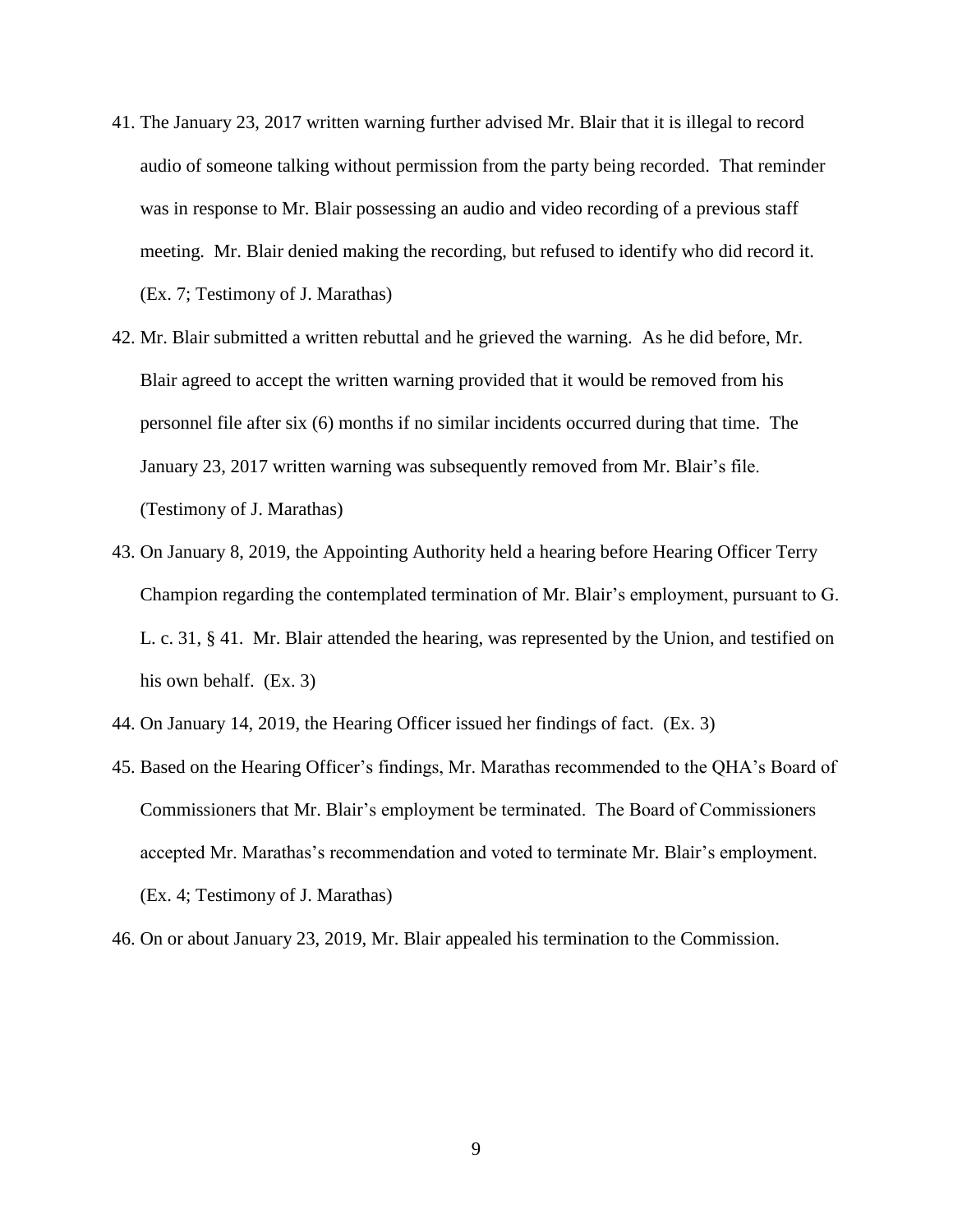41. The January 23, 2017 written warning further advised Mr. Blair that it is illegal to record audio of someone talking without permission from the party being recorded. That reminder was in response to Mr. Blair possessing an audio and video recording of a previous staff meeting. Mr. Blair denied making the recording, but refused to identify who did record it. (Ex. 7; Testimony of J. Marathas)

42. Mr. Blair submitted a written rebuttal and he grieved the warning. As he did before, Mr. Blair agreed to accept the written warning provided that it would be removed from his personnel file after six (6) months if no similar incidents occurred during that time. The January 23, 2017 written warning was subsequently removed from Mr. Blair's file. (Testimony of J. Marathas)

43. On January 8, 2019, the Appointing Authority held a hearing before Hearing Officer Terry Champion regarding the contemplated termination of Mr. Blair's employment, pursuant to G. L. c. 31, § 41. Mr. Blair attended the hearing, was represented by the Union, and testified on his own behalf. (Ex. 3)

44. On January 14, 2019, the Hearing Officer issued her findings of fact. (Ex. 3)

45. Based on the Hearing Officer's findings, Mr. Marathas recommended to the QHA's Board of Commissioners that Mr. Blair's employment be terminated. The Board of Commissioners accepted Mr. Marathas's recommendation and voted to terminate Mr. Blair's employment. (Ex. 4; Testimony of J. Marathas)

46. On or about January 23, 2019, Mr. Blair appealed his termination to the Commission.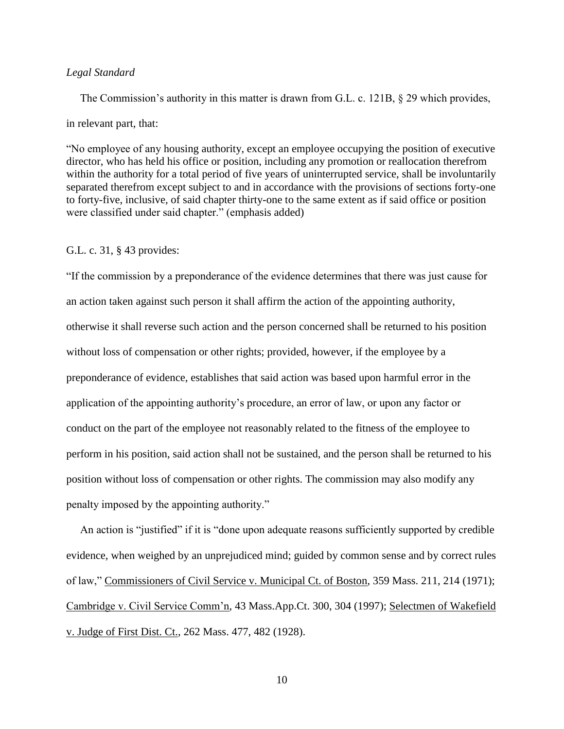*Legal Standard*

The Commission's authority in this matter is drawn from G.L. c. 121B, § 29 which provides, in relevant part, that:

"No employee of any housing authority, except an employee occupying the position of executive director, who has held his office or position, including any promotion or reallocation therefrom within the authority for a total period of five years of uninterrupted service, shall be involuntarily separated therefrom except subject to and in accordance with the provisions of sections forty-one to forty-five, inclusive, of said chapter thirty-one to the same extent as if said office or position were classified under said chapter." (emphasis added)

G.L. c. 31, § 43 provides:

"If the commission by a preponderance of the evidence determines that there was just cause for an action taken against such person it shall affirm the action of the appointing authority, otherwise it shall reverse such action and the person concerned shall be returned to his position without loss of compensation or other rights; provided, however, if the employee by a preponderance of evidence, establishes that said action was based upon harmful error in the application of the appointing authority's procedure, an error of law, or upon any factor or conduct on the part of the employee not reasonably related to the fitness of the employee to perform in his position, said action shall not be sustained, and the person shall be returned to his position without loss of compensation or other rights. The commission may also modify any penalty imposed by the appointing authority."

An action is "justified" if it is "done upon adequate reasons sufficiently supported by credible evidence, when weighed by an unprejudiced mind; guided by common sense and by correct rules of law," Commissioners of Civil Service v. Municipal Ct. of Boston, 359 Mass. 211, 214 (1971); Cambridge v. Civil Service Comm'n, 43 Mass.App.Ct. 300, 304 (1997); Selectmen of Wakefield v. Judge of First Dist. Ct., 262 Mass. 477, 482 (1928).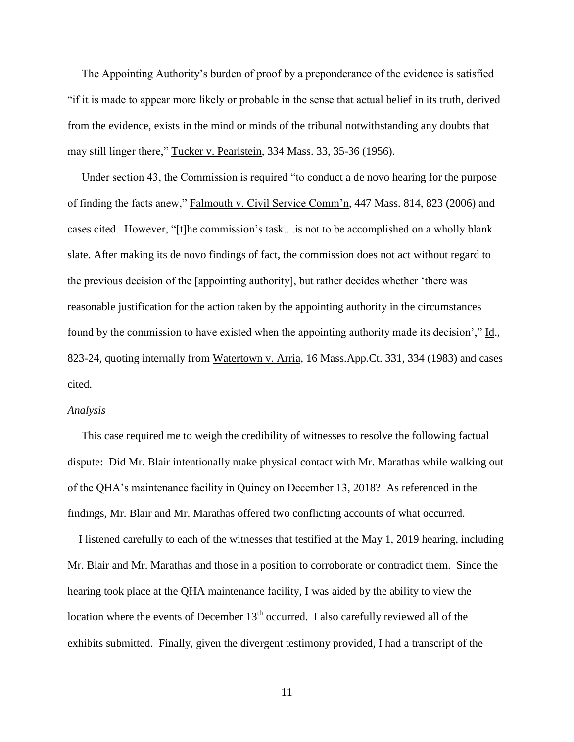The Appointing Authority's burden of proof by a preponderance of the evidence is satisfied "if it is made to appear more likely or probable in the sense that actual belief in its truth, derived from the evidence, exists in the mind or minds of the tribunal notwithstanding any doubts that may still linger there," Tucker v. Pearlstein, 334 Mass. 33, 35-36 (1956).

Under section 43, the Commission is required "to conduct a de novo hearing for the purpose of finding the facts anew," Falmouth v. Civil Service Comm'n, 447 Mass. 814, 823 (2006) and cases cited. However, "[t]he commission's task.. .is not to be accomplished on a wholly blank slate. After making its de novo findings of fact, the commission does not act without regard to the previous decision of the [appointing authority], but rather decides whether 'there was reasonable justification for the action taken by the appointing authority in the circumstances found by the commission to have existed when the appointing authority made its decision'," Id., 823-24, quoting internally from Watertown v. Arria, 16 Mass.App.Ct. 331, 334 (1983) and cases cited.

*Analysis*

This case required me to weigh the credibility of witnesses to resolve the following factual dispute: Did Mr. Blair intentionally make physical contact with Mr. Marathas while walking out of the QHA's maintenance facility in Quincy on December 13, 2018? As referenced in the findings, Mr. Blair and Mr. Marathas offered two conflicting accounts of what occurred.

I listened carefully to each of the witnesses that testified at the May 1, 2019 hearing, including Mr. Blair and Mr. Marathas and those in a position to corroborate or contradict them. Since the hearing took place at the QHA maintenance facility, I was aided by the ability to view the location where the events of December 13th occurred. I also carefully reviewed all of the exhibits submitted. Finally, given the divergent testimony provided, I had a transcript of the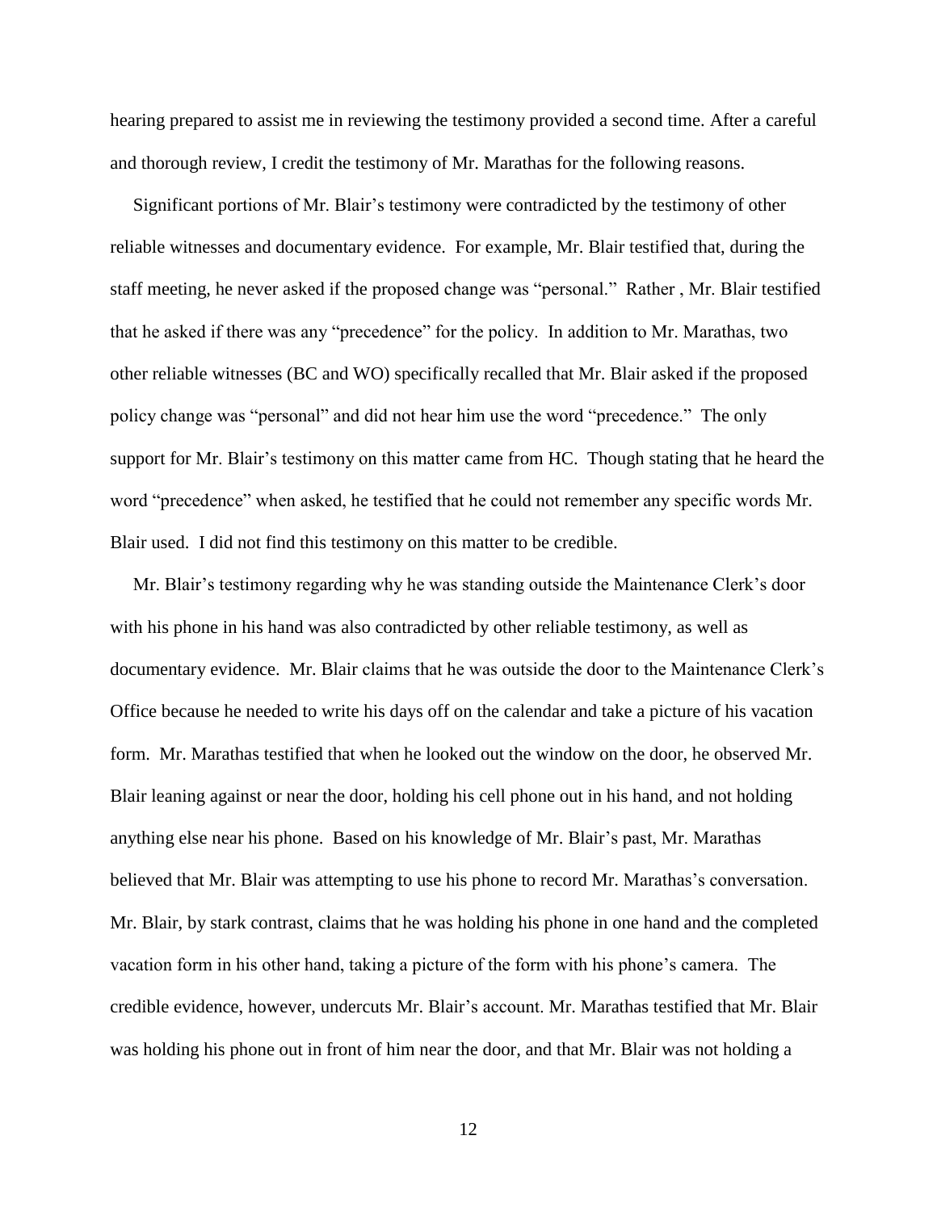hearing prepared to assist me in reviewing the testimony provided a second time. After a careful and thorough review, I credit the testimony of Mr. Marathas for the following reasons.

Significant portions of Mr. Blair's testimony were contradicted by the testimony of other reliable witnesses and documentary evidence. For example, Mr. Blair testified that, during the staff meeting, he never asked if the proposed change was "personal." Rather , Mr. Blair testified that he asked if there was any "precedence" for the policy. In addition to Mr. Marathas, two other reliable witnesses (BC and WO) specifically recalled that Mr. Blair asked if the proposed policy change was "personal" and did not hear him use the word "precedence." The only support for Mr. Blair's testimony on this matter came from HC. Though stating that he heard the word "precedence" when asked, he testified that he could not remember any specific words Mr. Blair used. I did not find this testimony on this matter to be credible.

Mr. Blair's testimony regarding why he was standing outside the Maintenance Clerk's door with his phone in his hand was also contradicted by other reliable testimony, as well as documentary evidence. Mr. Blair claims that he was outside the door to the Maintenance Clerk's Office because he needed to write his days off on the calendar and take a picture of his vacation form. Mr. Marathas testified that when he looked out the window on the door, he observed Mr. Blair leaning against or near the door, holding his cell phone out in his hand, and not holding anything else near his phone. Based on his knowledge of Mr. Blair's past, Mr. Marathas believed that Mr. Blair was attempting to use his phone to record Mr. Marathas's conversation. Mr. Blair, by stark contrast, claims that he was holding his phone in one hand and the completed vacation form in his other hand, taking a picture of the form with his phone's camera. The credible evidence, however, undercuts Mr. Blair's account. Mr. Marathas testified that Mr. Blair was holding his phone out in front of him near the door, and that Mr. Blair was not holding a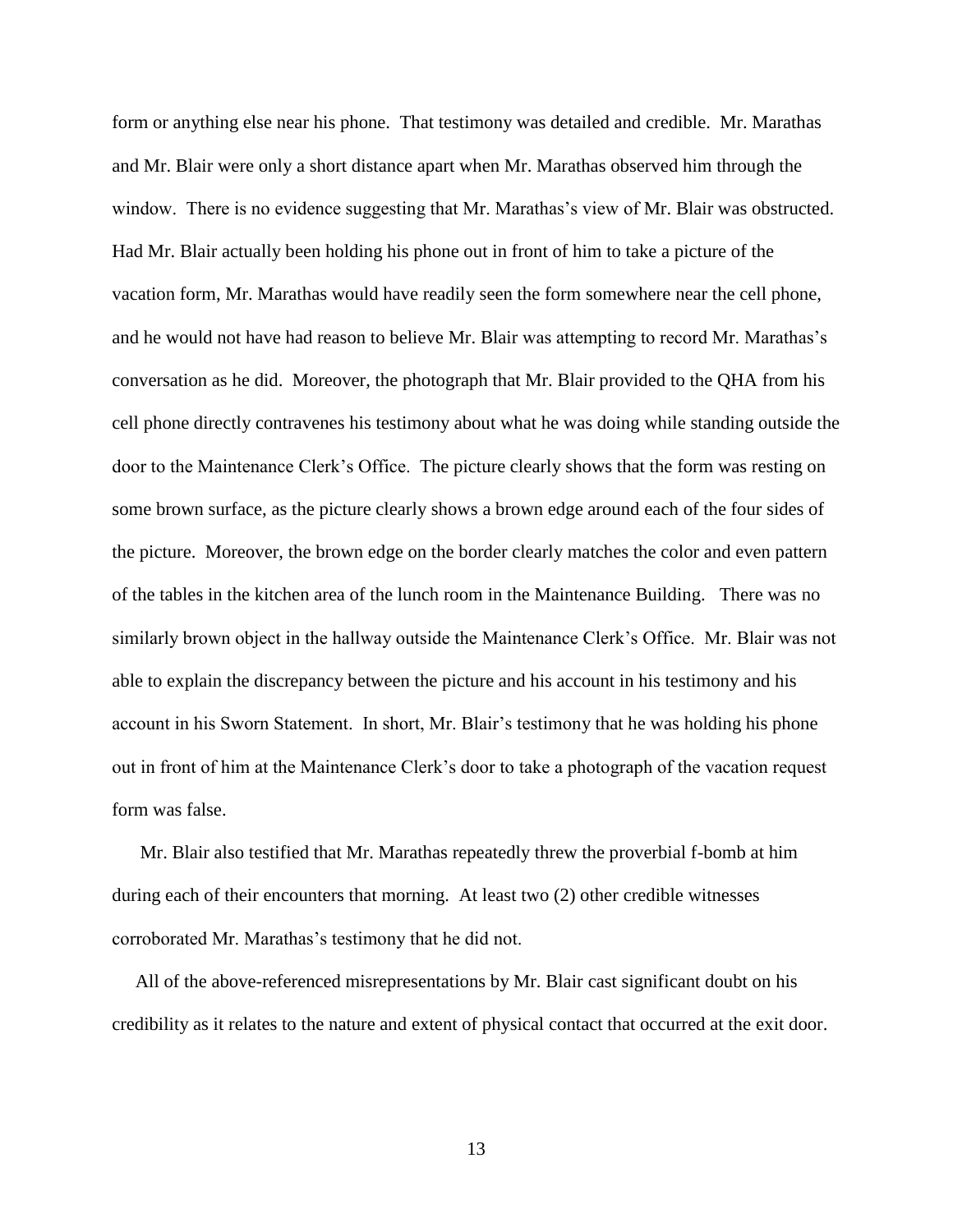form or anything else near his phone. That testimony was detailed and credible. Mr. Marathas and Mr. Blair were only a short distance apart when Mr. Marathas observed him through the window. There is no evidence suggesting that Mr. Marathas's view of Mr. Blair was obstructed. Had Mr. Blair actually been holding his phone out in front of him to take a picture of the vacation form, Mr. Marathas would have readily seen the form somewhere near the cell phone, and he would not have had reason to believe Mr. Blair was attempting to record Mr. Marathas's conversation as he did. Moreover, the photograph that Mr. Blair provided to the QHA from his cell phone directly contravenes his testimony about what he was doing while standing outside the door to the Maintenance Clerk's Office. The picture clearly shows that the form was resting on some brown surface, as the picture clearly shows a brown edge around each of the four sides of the picture. Moreover, the brown edge on the border clearly matches the color and even pattern of the tables in the kitchen area of the lunch room in the Maintenance Building. There was no similarly brown object in the hallway outside the Maintenance Clerk's Office. Mr. Blair was not able to explain the discrepancy between the picture and his account in his testimony and his account in his Sworn Statement. In short, Mr. Blair's testimony that he was holding his phone out in front of him at the Maintenance Clerk's door to take a photograph of the vacation request form was false.

Mr. Blair also testified that Mr. Marathas repeatedly threw the proverbial f-bomb at him during each of their encounters that morning. At least two (2) other credible witnesses corroborated Mr. Marathas's testimony that he did not.

All of the above-referenced misrepresentations by Mr. Blair cast significant doubt on his credibility as it relates to the nature and extent of physical contact that occurred at the exit door.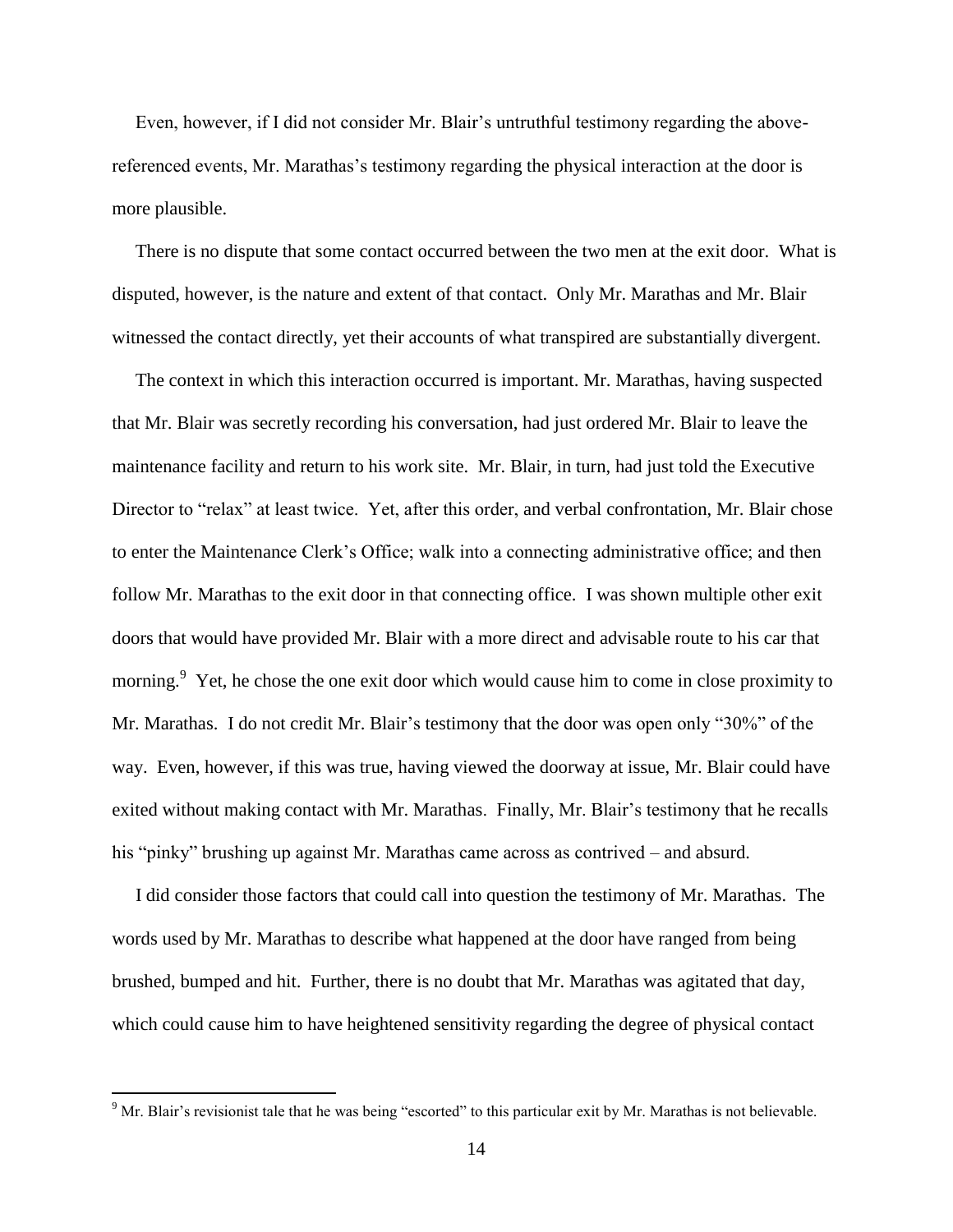Even, however, if I did not consider Mr. Blair's untruthful testimony regarding the above-referenced events, Mr. Marathas's testimony regarding the physical interaction at the door is more plausible.

There is no dispute that some contact occurred between the two men at the exit door. What is disputed, however, is the nature and extent of that contact. Only Mr. Marathas and Mr. Blair witnessed the contact directly, yet their accounts of what transpired are substantially divergent.

The context in which this interaction occurred is important. Mr. Marathas, having suspected that Mr. Blair was secretly recording his conversation, had just ordered Mr. Blair to leave the maintenance facility and return to his work site. Mr. Blair, in turn, had just told the Executive Director to "relax" at least twice. Yet, after this order, and verbal confrontation, Mr. Blair chose to enter the Maintenance Clerk's Office; walk into a connecting administrative office; and then follow Mr. Marathas to the exit door in that connecting office. I was shown multiple other exit doors that would have provided Mr. Blair with a more direct and advisable route to his car that morning.[9] Yet, he chose the one exit door which would cause him to come in close proximity to Mr. Marathas. I do not credit Mr. Blair's testimony that the door was open only "30%" of the way. Even, however, if this was true, having viewed the doorway at issue, Mr. Blair could have exited without making contact with Mr. Marathas. Finally, Mr. Blair's testimony that he recalls his "pinky" brushing up against Mr. Marathas came across as contrived – and absurd.

I did consider those factors that could call into question the testimony of Mr. Marathas. The words used by Mr. Marathas to describe what happened at the door have ranged from being brushed, bumped and hit. Further, there is no doubt that Mr. Marathas was agitated that day, which could cause him to have heightened sensitivity regarding the degree of physical contact

[9] Mr. Blair's revisionist tale that he was being "escorted" to this particular exit by Mr. Marathas is not believable.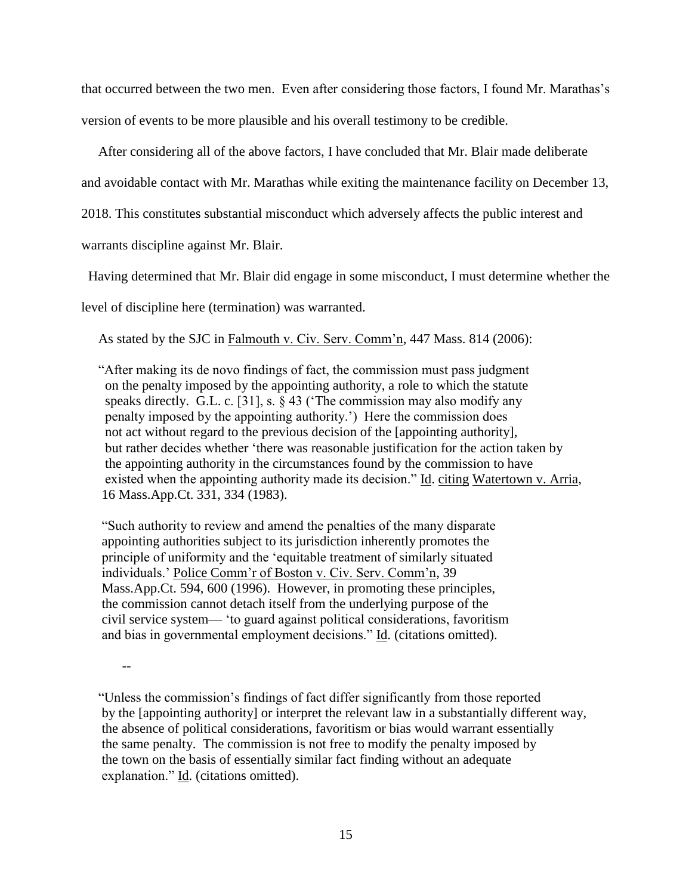that occurred between the two men. Even after considering those factors, I found Mr. Marathas's version of events to be more plausible and his overall testimony to be credible.

After considering all of the above factors, I have concluded that Mr. Blair made deliberate and avoidable contact with Mr. Marathas while exiting the maintenance facility on December 13, 2018. This constitutes substantial misconduct which adversely affects the public interest and warrants discipline against Mr. Blair.

Having determined that Mr. Blair did engage in some misconduct, I must determine whether the level of discipline here (termination) was warranted.

As stated by the SJC in Falmouth v. Civ. Serv. Comm'n, 447 Mass. 814 (2006):

> "After making its de novo findings of fact, the commission must pass judgment on the penalty imposed by the appointing authority, a role to which the statute speaks directly. G.L. c. [31], s. § 43 ('The commission may also modify any penalty imposed by the appointing authority.') Here the commission does not act without regard to the previous decision of the [appointing authority], but rather decides whether 'there was reasonable justification for the action taken by the appointing authority in the circumstances found by the commission to have existed when the appointing authority made its decision." Id. citing Watertown v. Arria, 16 Mass.App.Ct. 331, 334 (1983).
>
> "Such authority to review and amend the penalties of the many disparate appointing authorities subject to its jurisdiction inherently promotes the principle of uniformity and the 'equitable treatment of similarly situated individuals.' Police Comm'r of Boston v. Civ. Serv. Comm'n, 39 Mass.App.Ct. 594, 600 (1996). However, in promoting these principles, the commission cannot detach itself from the underlying purpose of the civil service system— 'to guard against political considerations, favoritism and bias in governmental employment decisions." Id. (citations omitted).
>
> --
>
> "Unless the commission's findings of fact differ significantly from those reported by the [appointing authority] or interpret the relevant law in a substantially different way, the absence of political considerations, favoritism or bias would warrant essentially the same penalty. The commission is not free to modify the penalty imposed by the town on the basis of essentially similar fact finding without an adequate explanation." Id. (citations omitted).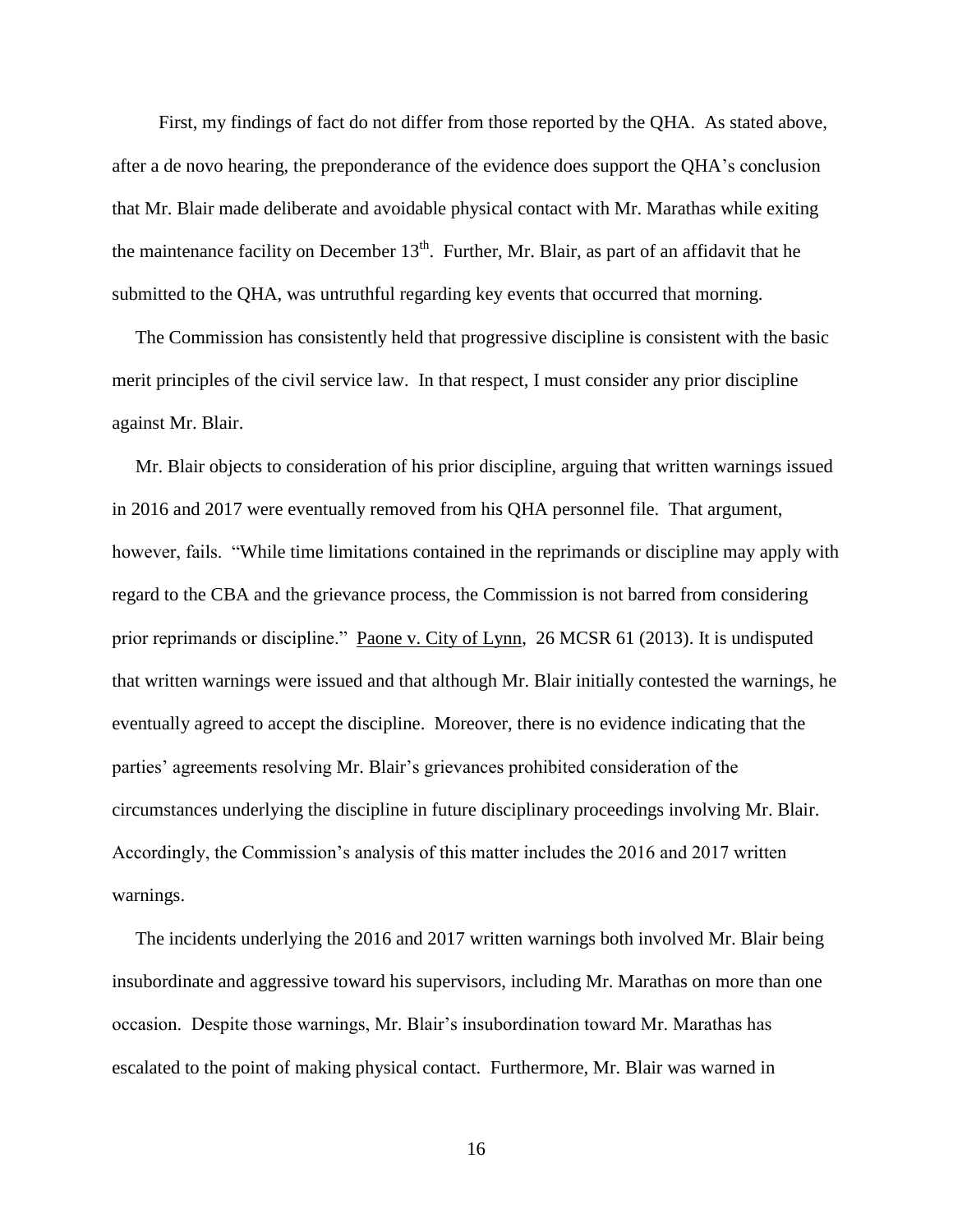First, my findings of fact do not differ from those reported by the QHA. As stated above, after a de novo hearing, the preponderance of the evidence does support the QHA's conclusion that Mr. Blair made deliberate and avoidable physical contact with Mr. Marathas while exiting the maintenance facility on December 13th. Further, Mr. Blair, as part of an affidavit that he submitted to the QHA, was untruthful regarding key events that occurred that morning.

The Commission has consistently held that progressive discipline is consistent with the basic merit principles of the civil service law. In that respect, I must consider any prior discipline against Mr. Blair.

Mr. Blair objects to consideration of his prior discipline, arguing that written warnings issued in 2016 and 2017 were eventually removed from his QHA personnel file. That argument, however, fails. "While time limitations contained in the reprimands or discipline may apply with regard to the CBA and the grievance process, the Commission is not barred from considering prior reprimands or discipline." Paone v. City of Lynn, 26 MCSR 61 (2013). It is undisputed that written warnings were issued and that although Mr. Blair initially contested the warnings, he eventually agreed to accept the discipline. Moreover, there is no evidence indicating that the parties' agreements resolving Mr. Blair's grievances prohibited consideration of the circumstances underlying the discipline in future disciplinary proceedings involving Mr. Blair. Accordingly, the Commission's analysis of this matter includes the 2016 and 2017 written warnings.

The incidents underlying the 2016 and 2017 written warnings both involved Mr. Blair being insubordinate and aggressive toward his supervisors, including Mr. Marathas on more than one occasion. Despite those warnings, Mr. Blair's insubordination toward Mr. Marathas has escalated to the point of making physical contact. Furthermore, Mr. Blair was warned in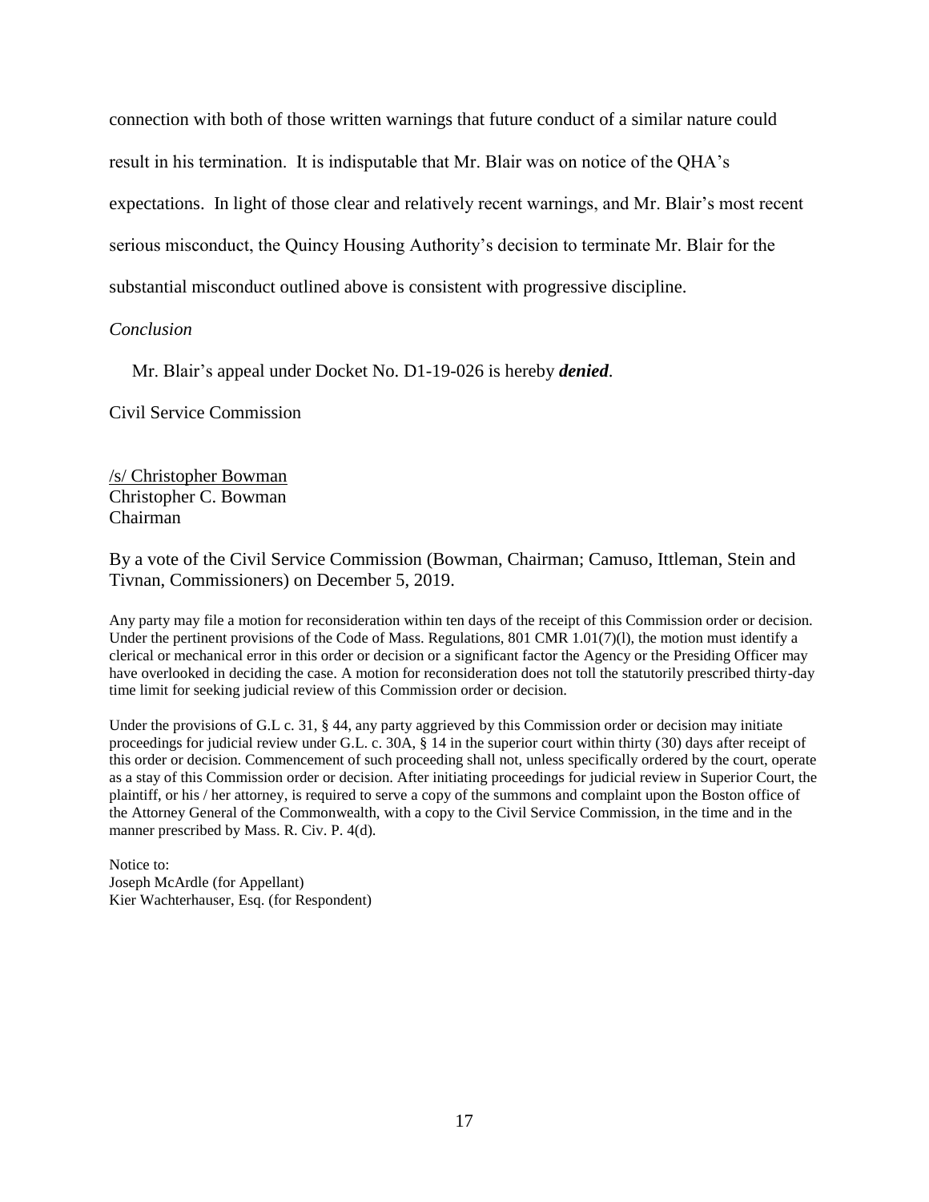connection with both of those written warnings that future conduct of a similar nature could result in his termination. It is indisputable that Mr. Blair was on notice of the QHA's expectations. In light of those clear and relatively recent warnings, and Mr. Blair's most recent serious misconduct, the Quincy Housing Authority's decision to terminate Mr. Blair for the substantial misconduct outlined above is consistent with progressive discipline.

*Conclusion*

Mr. Blair's appeal under Docket No. D1-19-026 is hereby ***denied***.

Civil Service Commission

/s/ Christopher Bowman
Christopher C. Bowman
Chairman

By a vote of the Civil Service Commission (Bowman, Chairman; Camuso, Ittleman, Stein and Tivnan, Commissioners) on December 5, 2019.

Any party may file a motion for reconsideration within ten days of the receipt of this Commission order or decision. Under the pertinent provisions of the Code of Mass. Regulations, 801 CMR 1.01(7)(l), the motion must identify a clerical or mechanical error in this order or decision or a significant factor the Agency or the Presiding Officer may have overlooked in deciding the case. A motion for reconsideration does not toll the statutorily prescribed thirty-day time limit for seeking judicial review of this Commission order or decision.

Under the provisions of G.L c. 31, § 44, any party aggrieved by this Commission order or decision may initiate proceedings for judicial review under G.L. c. 30A, § 14 in the superior court within thirty (30) days after receipt of this order or decision. Commencement of such proceeding shall not, unless specifically ordered by the court, operate as a stay of this Commission order or decision. After initiating proceedings for judicial review in Superior Court, the plaintiff, or his / her attorney, is required to serve a copy of the summons and complaint upon the Boston office of the Attorney General of the Commonwealth, with a copy to the Civil Service Commission, in the time and in the manner prescribed by Mass. R. Civ. P. 4(d).

Notice to:
Joseph McArdle (for Appellant)
Kier Wachterhauser, Esq. (for Respondent)